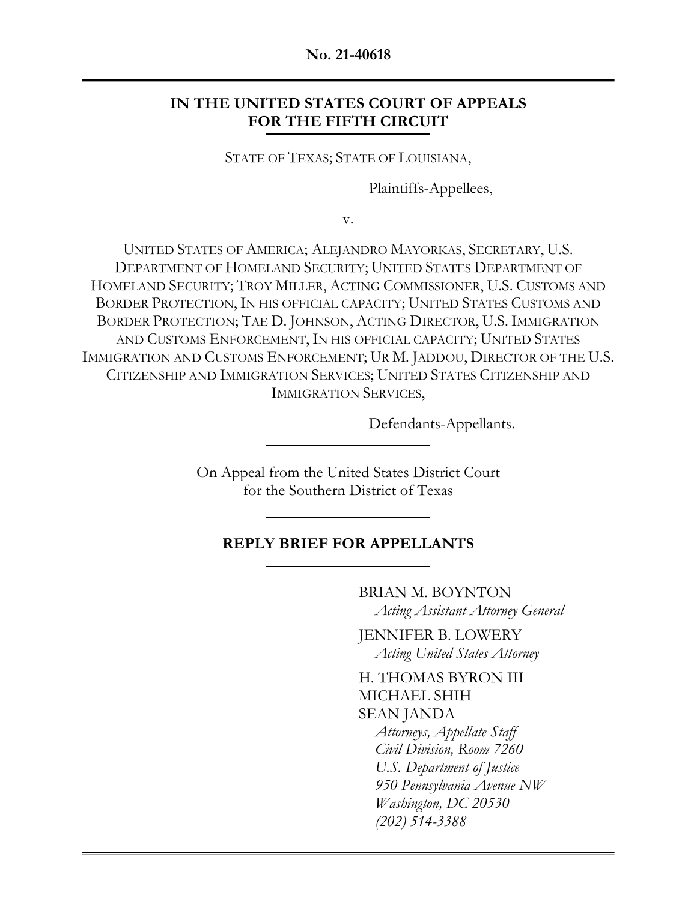No. 21-40618

# IN THE UNITED STATES COURT OF APPEALS FOR THE FIFTH CIRCUIT

STATE OF TEXAS; STATE OF LOUISIANA,

Plaintiffs-Appellees,

v.

UNITED STATES OF AMERICA; ALEJANDRO MAYORKAS, SECRETARY, U.S. DEPARTMENT OF HOMELAND SECURITY; UNITED STATES DEPARTMENT OF HOMELAND SECURITY; TROY MILLER, ACTING COMMISSIONER, U.S. CUSTOMS AND BORDER PROTECTION, IN HIS OFFICIAL CAPACITY; UNITED STATES CUSTOMS AND BORDER PROTECTION; TAE D. JOHNSON, ACTING DIRECTOR, U.S. IMMIGRATION AND CUSTOMS ENFORCEMENT, IN HIS OFFICIAL CAPACITY; UNITED STATES IMMIGRATION AND CUSTOMS ENFORCEMENT; UR M. JADDOU, DIRECTOR OF THE U.S. CITIZENSHIP AND IMMIGRATION SERVICES; UNITED STATES CITIZENSHIP AND IMMIGRATION SERVICES,

Defendants-Appellants.

On Appeal from the United States District Court for the Southern District of Texas

## REPLY BRIEF FOR APPELLANTS

BRIAN M. BOYNTON
*Acting Assistant Attorney General*

JENNIFER B. LOWERY
*Acting United States Attorney*

H. THOMAS BYRON III
MICHAEL SHIH
SEAN JANDA
*Attorneys, Appellate Staff*
*Civil Division, Room 7260*
*U.S. Department of Justice*
*950 Pennsylvania Avenue NW*
*Washington, DC 20530*
*(202) 514-3388*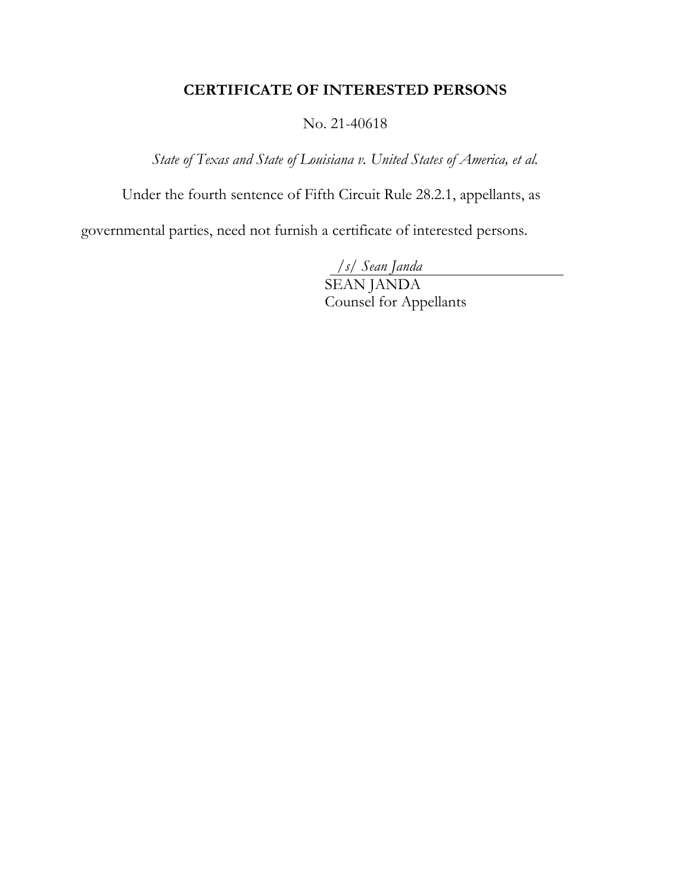# CERTIFICATE OF INTERESTED PERSONS

No. 21-40618

*State of Texas and State of Louisiana v. United States of America, et al.*

Under the fourth sentence of Fifth Circuit Rule 28.2.1, appellants, as governmental parties, need not furnish a certificate of interested persons.

*/s/ Sean Janda*
SEAN JANDA
Counsel for Appellants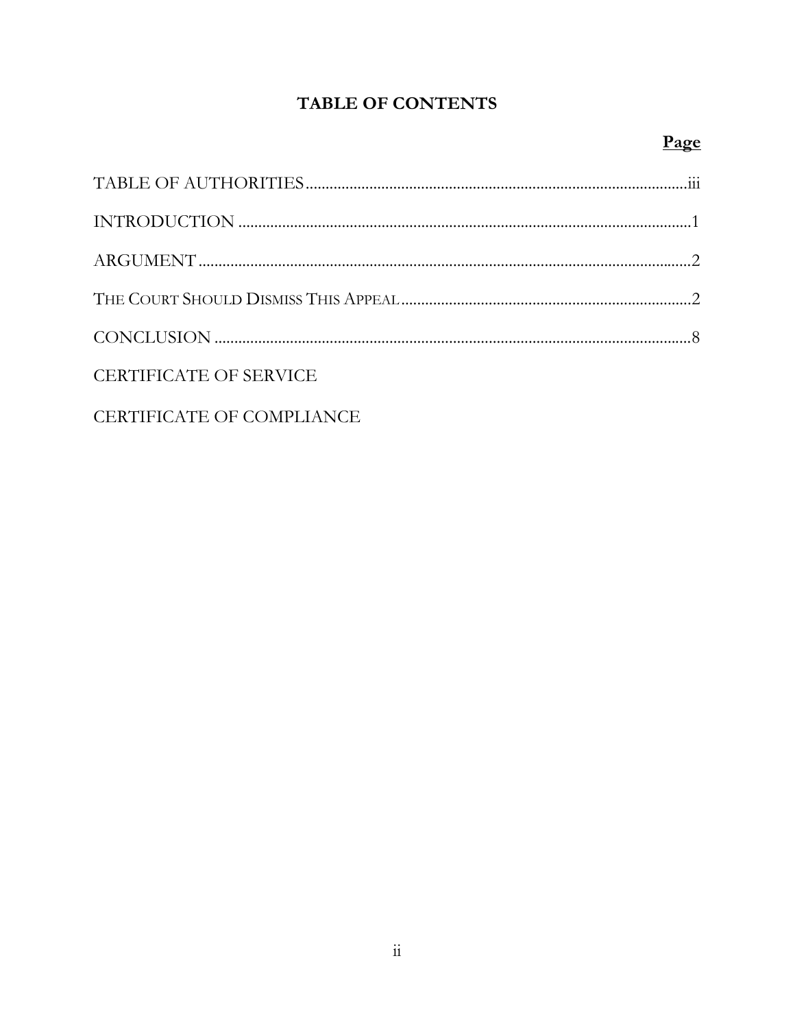# TABLE OF CONTENTS

| | Page |
|---|---|
| TABLE OF AUTHORITIES | iii |
| INTRODUCTION | 1 |
| ARGUMENT | 2 |
| THE COURT SHOULD DISMISS THIS APPEAL | 2 |
| CONCLUSION | 8 |
| CERTIFICATE OF SERVICE | |
| CERTIFICATE OF COMPLIANCE | |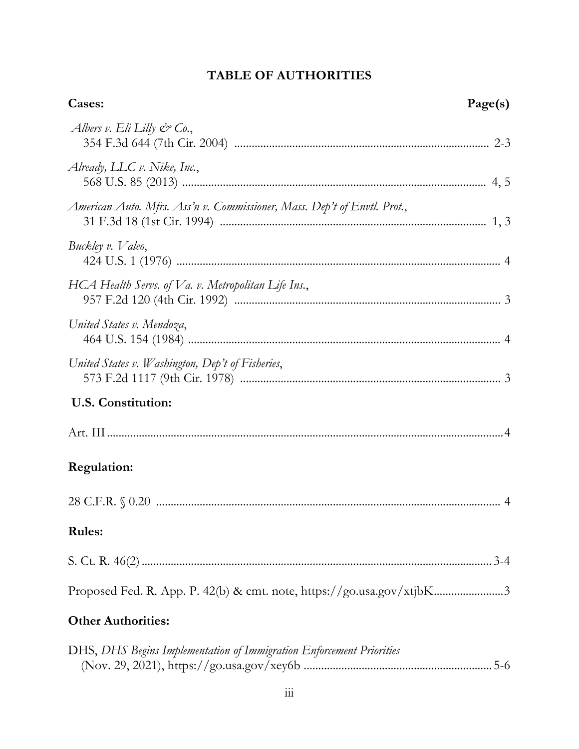# TABLE OF AUTHORITIES

**Cases:** **Page(s)**

*Albers v. Eli Lilly & Co.*,
354 F.3d 644 (7th Cir. 2004) ........................................................................................ 2-3

*Already, LLC v. Nike, Inc.*,
568 U.S. 85 (2013) ........................................................................................................ 4, 5

*American Auto. Mfrs. Ass'n v. Commissioner, Mass. Dep't of Envtl. Prot.*,
31 F.3d 18 (1st Cir. 1994) ........................................................................................... 1, 3

*Buckley v. Valeo*,
424 U.S. 1 (1976) ............................................................................................................... 4

*HCA Health Servs. of Va. v. Metropolitan Life Ins.*,
957 F.2d 120 (4th Cir. 1992) ........................................................................................... 3

*United States v. Mendoza*,
464 U.S. 154 (1984) ........................................................................................................... 4

*United States v. Washington, Dep't of Fisheries*,
573 F.2d 1117 (9th Cir. 1978) ......................................................................................... 3

**U.S. Constitution:**

Art. III ........................................................................................................................................ 4

**Regulation:**

28 C.F.R. § 0.20 ....................................................................................................................... 4

**Rules:**

S. Ct. R. 46(2) ....................................................................................................................... 3-4

Proposed Fed. R. App. P. 42(b) & cmt. note, https://go.usa.gov/xtjbK ........................ 3

**Other Authorities:**

DHS, *DHS Begins Implementation of Immigration Enforcement Priorities*
(Nov. 29, 2021), https://go.usa.gov/xey6b ................................................................ 5-6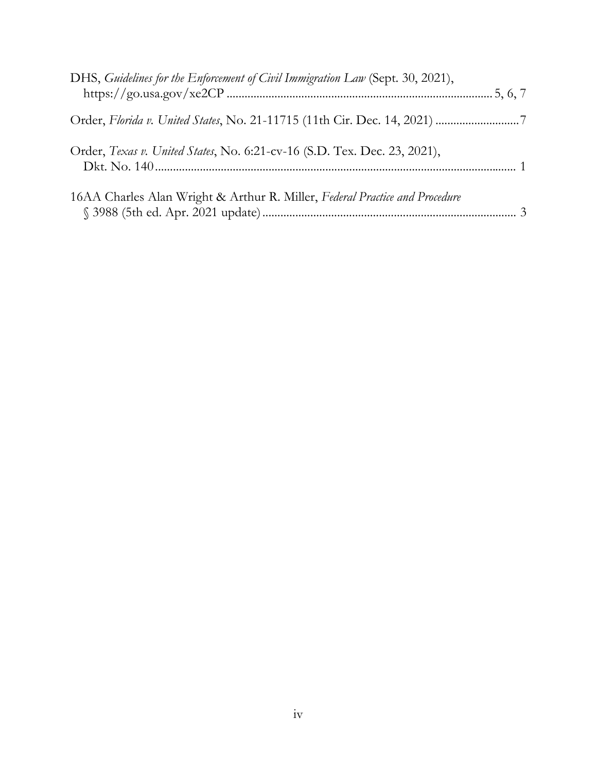DHS, *Guidelines for the Enforcement of Civil Immigration Law* (Sept. 30, 2021), https://go.usa.gov/xe2CP ........................................................................................ 5, 6, 7

Order, *Florida v. United States*, No. 21-11715 (11th Cir. Dec. 14, 2021) ............................7

Order, *Texas v. United States*, No. 6:21-cv-16 (S.D. Tex. Dec. 23, 2021), Dkt. No. 140 ........................................................................................................................ 1

16AA Charles Alan Wright & Arthur R. Miller, *Federal Practice and Procedure* § 3988 (5th ed. Apr. 2021 update) ..................................................................................... 3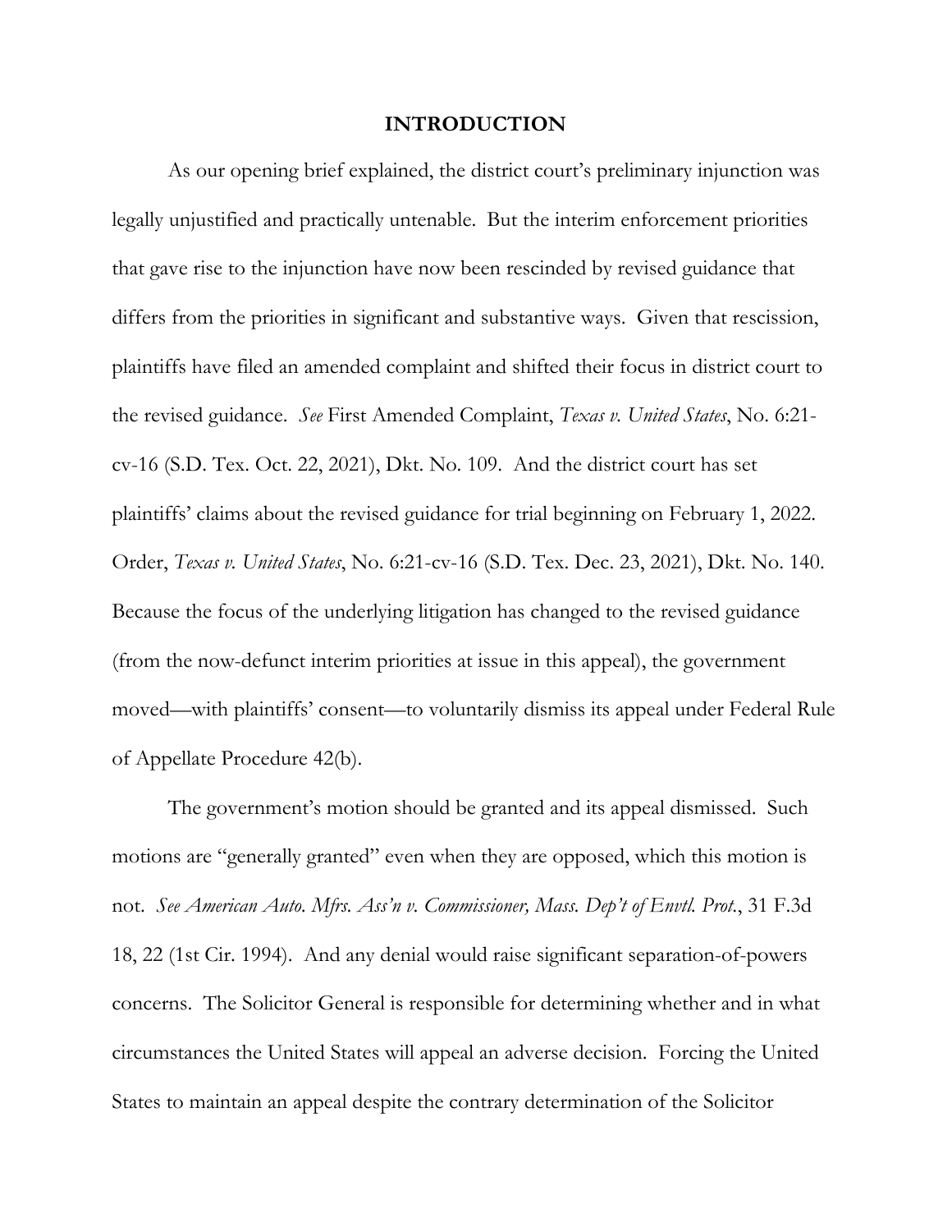## INTRODUCTION

As our opening brief explained, the district court's preliminary injunction was legally unjustified and practically untenable. But the interim enforcement priorities that gave rise to the injunction have now been rescinded by revised guidance that differs from the priorities in significant and substantive ways. Given that rescission, plaintiffs have filed an amended complaint and shifted their focus in district court to the revised guidance. *See* First Amended Complaint, *Texas v. United States*, No. 6:21-cv-16 (S.D. Tex. Oct. 22, 2021), Dkt. No. 109. And the district court has set plaintiffs' claims about the revised guidance for trial beginning on February 1, 2022. Order, *Texas v. United States*, No. 6:21-cv-16 (S.D. Tex. Dec. 23, 2021), Dkt. No. 140. Because the focus of the underlying litigation has changed to the revised guidance (from the now-defunct interim priorities at issue in this appeal), the government moved—with plaintiffs' consent—to voluntarily dismiss its appeal under Federal Rule of Appellate Procedure 42(b).

The government's motion should be granted and its appeal dismissed. Such motions are "generally granted" even when they are opposed, which this motion is not. *See American Auto. Mfrs. Ass'n v. Commissioner, Mass. Dep't of Envtl. Prot.*, 31 F.3d 18, 22 (1st Cir. 1994). And any denial would raise significant separation-of-powers concerns. The Solicitor General is responsible for determining whether and in what circumstances the United States will appeal an adverse decision. Forcing the United States to maintain an appeal despite the contrary determination of the Solicitor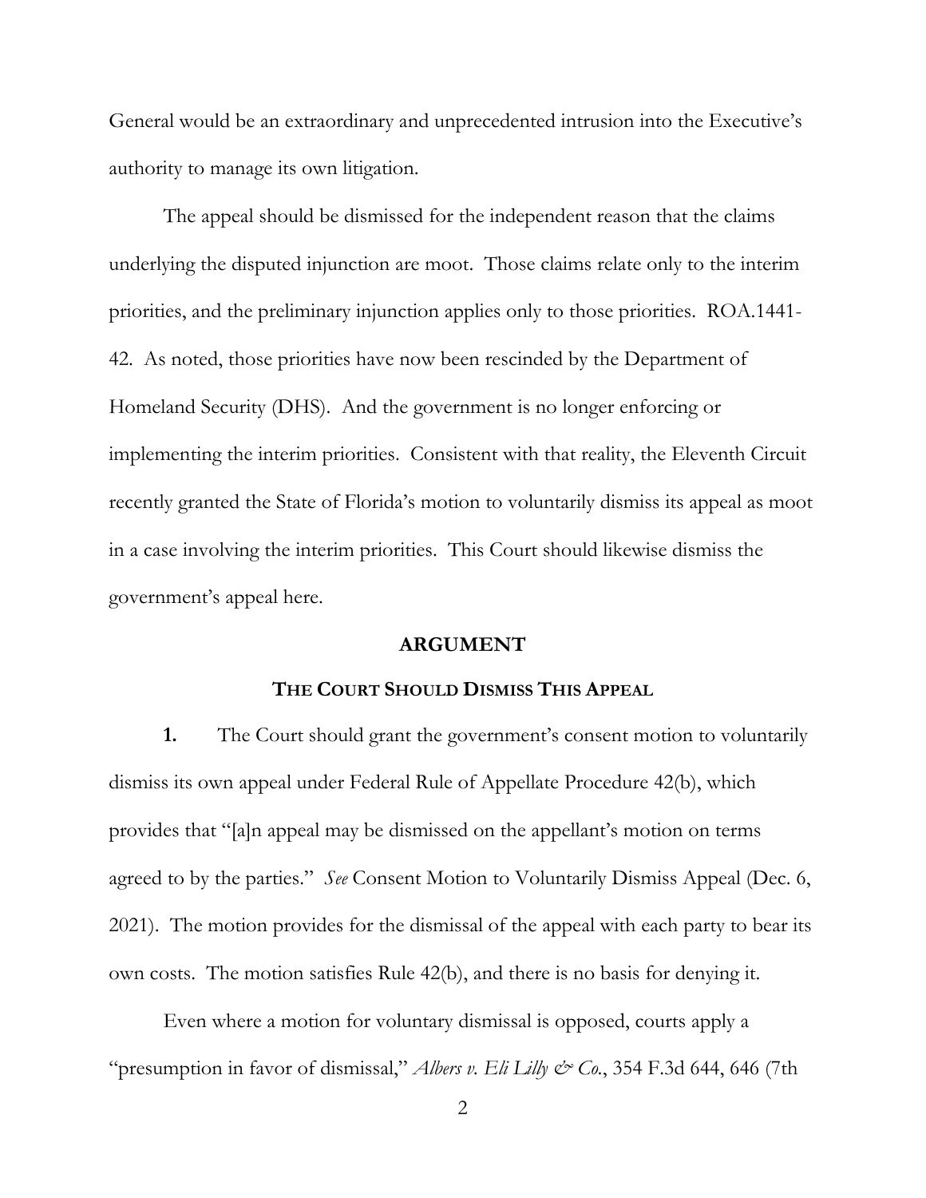General would be an extraordinary and unprecedented intrusion into the Executive's authority to manage its own litigation.

The appeal should be dismissed for the independent reason that the claims underlying the disputed injunction are moot. Those claims relate only to the interim priorities, and the preliminary injunction applies only to those priorities. ROA.1441-42. As noted, those priorities have now been rescinded by the Department of Homeland Security (DHS). And the government is no longer enforcing or implementing the interim priorities. Consistent with that reality, the Eleventh Circuit recently granted the State of Florida's motion to voluntarily dismiss its appeal as moot in a case involving the interim priorities. This Court should likewise dismiss the government's appeal here.

## ARGUMENT

### THE COURT SHOULD DISMISS THIS APPEAL

**1.** The Court should grant the government's consent motion to voluntarily dismiss its own appeal under Federal Rule of Appellate Procedure 42(b), which provides that "[a]n appeal may be dismissed on the appellant's motion on terms agreed to by the parties." *See* Consent Motion to Voluntarily Dismiss Appeal (Dec. 6, 2021). The motion provides for the dismissal of the appeal with each party to bear its own costs. The motion satisfies Rule 42(b), and there is no basis for denying it.

Even where a motion for voluntary dismissal is opposed, courts apply a "presumption in favor of dismissal," *Albers v. Eli Lilly & Co.*, 354 F.3d 644, 646 (7th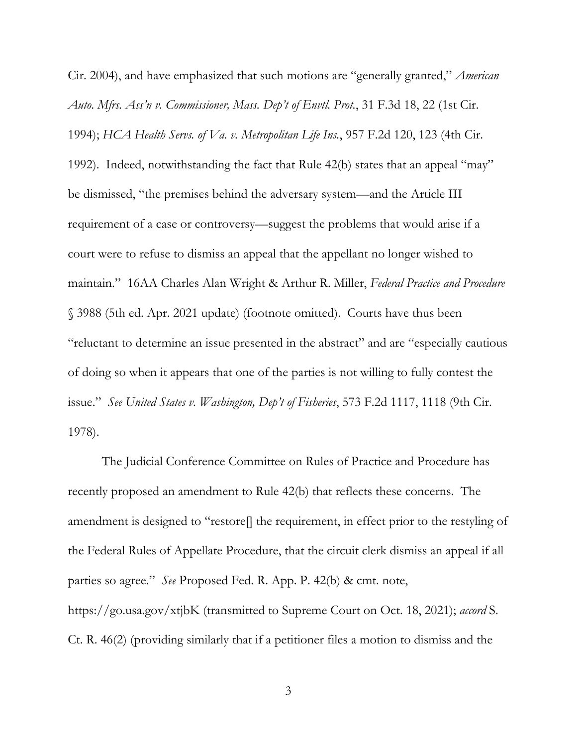Cir. 2004), and have emphasized that such motions are "generally granted," *American Auto. Mfrs. Ass'n v. Commissioner, Mass. Dep't of Envtl. Prot.*, 31 F.3d 18, 22 (1st Cir. 1994); *HCA Health Servs. of Va. v. Metropolitan Life Ins.*, 957 F.2d 120, 123 (4th Cir. 1992). Indeed, notwithstanding the fact that Rule 42(b) states that an appeal "may" be dismissed, "the premises behind the adversary system—and the Article III requirement of a case or controversy—suggest the problems that would arise if a court were to refuse to dismiss an appeal that the appellant no longer wished to maintain." 16AA Charles Alan Wright & Arthur R. Miller, *Federal Practice and Procedure* § 3988 (5th ed. Apr. 2021 update) (footnote omitted). Courts have thus been "reluctant to determine an issue presented in the abstract" and are "especially cautious of doing so when it appears that one of the parties is not willing to fully contest the issue." *See United States v. Washington, Dep't of Fisheries*, 573 F.2d 1117, 1118 (9th Cir. 1978).

The Judicial Conference Committee on Rules of Practice and Procedure has recently proposed an amendment to Rule 42(b) that reflects these concerns. The amendment is designed to "restore[] the requirement, in effect prior to the restyling of the Federal Rules of Appellate Procedure, that the circuit clerk dismiss an appeal if all parties so agree." *See* Proposed Fed. R. App. P. 42(b) & cmt. note, https://go.usa.gov/xtjbK (transmitted to Supreme Court on Oct. 18, 2021); *accord* S. Ct. R. 46(2) (providing similarly that if a petitioner files a motion to dismiss and the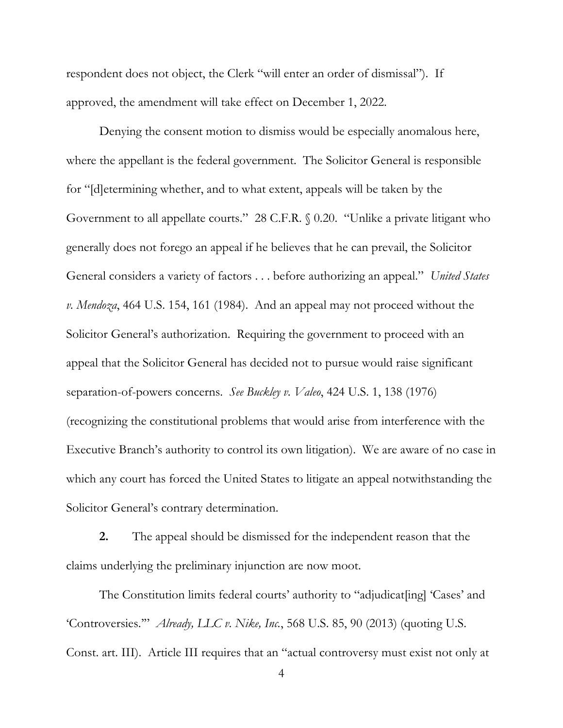respondent does not object, the Clerk "will enter an order of dismissal"). If approved, the amendment will take effect on December 1, 2022.

Denying the consent motion to dismiss would be especially anomalous here, where the appellant is the federal government. The Solicitor General is responsible for "[d]etermining whether, and to what extent, appeals will be taken by the Government to all appellate courts." 28 C.F.R. § 0.20. "Unlike a private litigant who generally does not forego an appeal if he believes that he can prevail, the Solicitor General considers a variety of factors . . . before authorizing an appeal." *United States v. Mendoza*, 464 U.S. 154, 161 (1984). And an appeal may not proceed without the Solicitor General's authorization. Requiring the government to proceed with an appeal that the Solicitor General has decided not to pursue would raise significant separation-of-powers concerns. *See Buckley v. Valeo*, 424 U.S. 1, 138 (1976) (recognizing the constitutional problems that would arise from interference with the Executive Branch's authority to control its own litigation). We are aware of no case in which any court has forced the United States to litigate an appeal notwithstanding the Solicitor General's contrary determination.

**2.** The appeal should be dismissed for the independent reason that the claims underlying the preliminary injunction are now moot.

The Constitution limits federal courts' authority to "adjudicat[ing] 'Cases' and 'Controversies.'" *Already, LLC v. Nike, Inc.*, 568 U.S. 85, 90 (2013) (quoting U.S. Const. art. III). Article III requires that an "actual controversy must exist not only at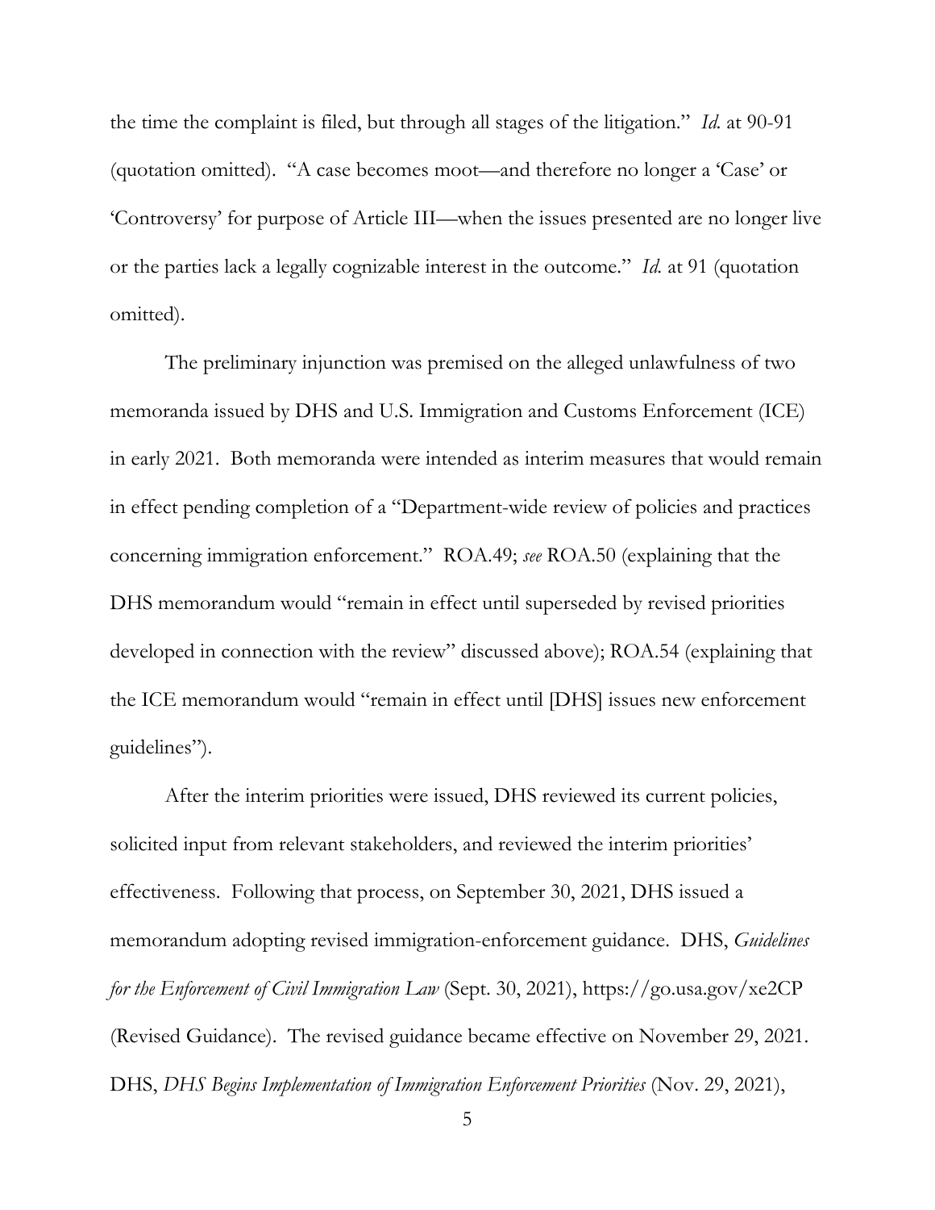the time the complaint is filed, but through all stages of the litigation." *Id.* at 90-91 (quotation omitted). "A case becomes moot—and therefore no longer a 'Case' or 'Controversy' for purpose of Article III—when the issues presented are no longer live or the parties lack a legally cognizable interest in the outcome." *Id.* at 91 (quotation omitted).

The preliminary injunction was premised on the alleged unlawfulness of two memoranda issued by DHS and U.S. Immigration and Customs Enforcement (ICE) in early 2021. Both memoranda were intended as interim measures that would remain in effect pending completion of a "Department-wide review of policies and practices concerning immigration enforcement." ROA.49; *see* ROA.50 (explaining that the DHS memorandum would "remain in effect until superseded by revised priorities developed in connection with the review" discussed above); ROA.54 (explaining that the ICE memorandum would "remain in effect until [DHS] issues new enforcement guidelines").

After the interim priorities were issued, DHS reviewed its current policies, solicited input from relevant stakeholders, and reviewed the interim priorities' effectiveness. Following that process, on September 30, 2021, DHS issued a memorandum adopting revised immigration-enforcement guidance. DHS, *Guidelines for the Enforcement of Civil Immigration Law* (Sept. 30, 2021), https://go.usa.gov/xe2CP (Revised Guidance). The revised guidance became effective on November 29, 2021. DHS, *DHS Begins Implementation of Immigration Enforcement Priorities* (Nov. 29, 2021),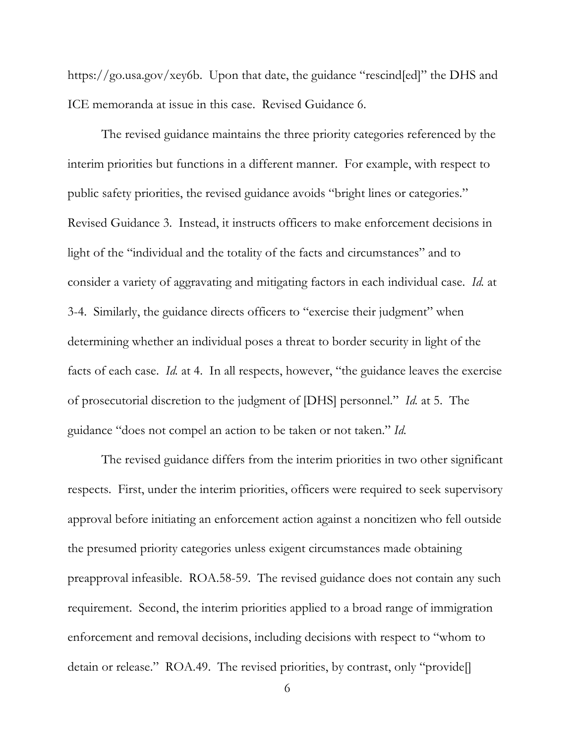https://go.usa.gov/xey6b. Upon that date, the guidance "rescind[ed]" the DHS and ICE memoranda at issue in this case. Revised Guidance 6.

The revised guidance maintains the three priority categories referenced by the interim priorities but functions in a different manner. For example, with respect to public safety priorities, the revised guidance avoids "bright lines or categories." Revised Guidance 3. Instead, it instructs officers to make enforcement decisions in light of the "individual and the totality of the facts and circumstances" and to consider a variety of aggravating and mitigating factors in each individual case. *Id.* at 3-4. Similarly, the guidance directs officers to "exercise their judgment" when determining whether an individual poses a threat to border security in light of the facts of each case. *Id.* at 4. In all respects, however, "the guidance leaves the exercise of prosecutorial discretion to the judgment of [DHS] personnel." *Id.* at 5. The guidance "does not compel an action to be taken or not taken." *Id.*

The revised guidance differs from the interim priorities in two other significant respects. First, under the interim priorities, officers were required to seek supervisory approval before initiating an enforcement action against a noncitizen who fell outside the presumed priority categories unless exigent circumstances made obtaining preapproval infeasible. ROA.58-59. The revised guidance does not contain any such requirement. Second, the interim priorities applied to a broad range of immigration enforcement and removal decisions, including decisions with respect to "whom to detain or release." ROA.49. The revised priorities, by contrast, only "provide[]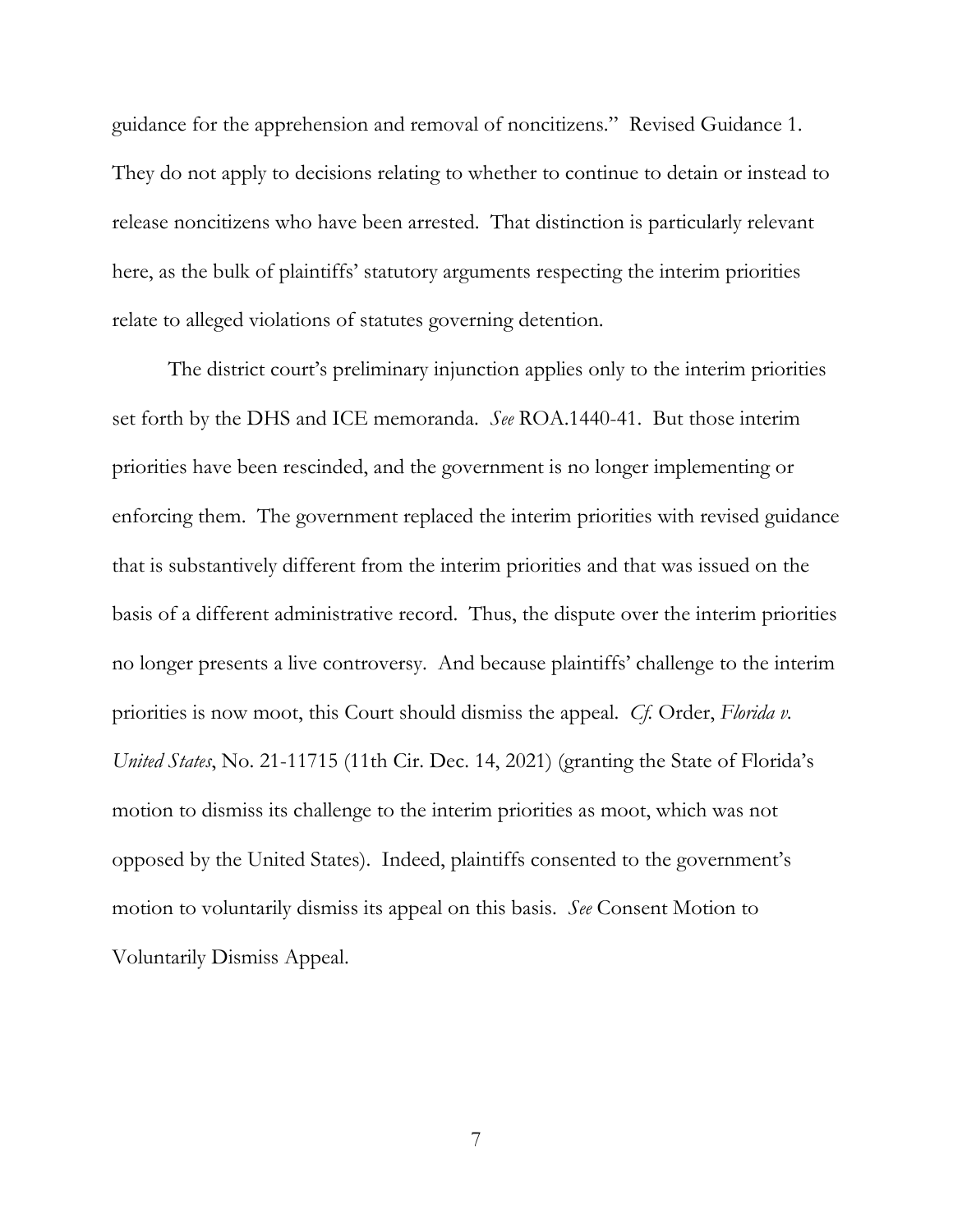guidance for the apprehension and removal of noncitizens." Revised Guidance 1. They do not apply to decisions relating to whether to continue to detain or instead to release noncitizens who have been arrested. That distinction is particularly relevant here, as the bulk of plaintiffs' statutory arguments respecting the interim priorities relate to alleged violations of statutes governing detention.

The district court's preliminary injunction applies only to the interim priorities set forth by the DHS and ICE memoranda. *See* ROA.1440-41. But those interim priorities have been rescinded, and the government is no longer implementing or enforcing them. The government replaced the interim priorities with revised guidance that is substantively different from the interim priorities and that was issued on the basis of a different administrative record. Thus, the dispute over the interim priorities no longer presents a live controversy. And because plaintiffs' challenge to the interim priorities is now moot, this Court should dismiss the appeal. *Cf.* Order, *Florida v. United States*, No. 21-11715 (11th Cir. Dec. 14, 2021) (granting the State of Florida's motion to dismiss its challenge to the interim priorities as moot, which was not opposed by the United States). Indeed, plaintiffs consented to the government's motion to voluntarily dismiss its appeal on this basis. *See* Consent Motion to Voluntarily Dismiss Appeal.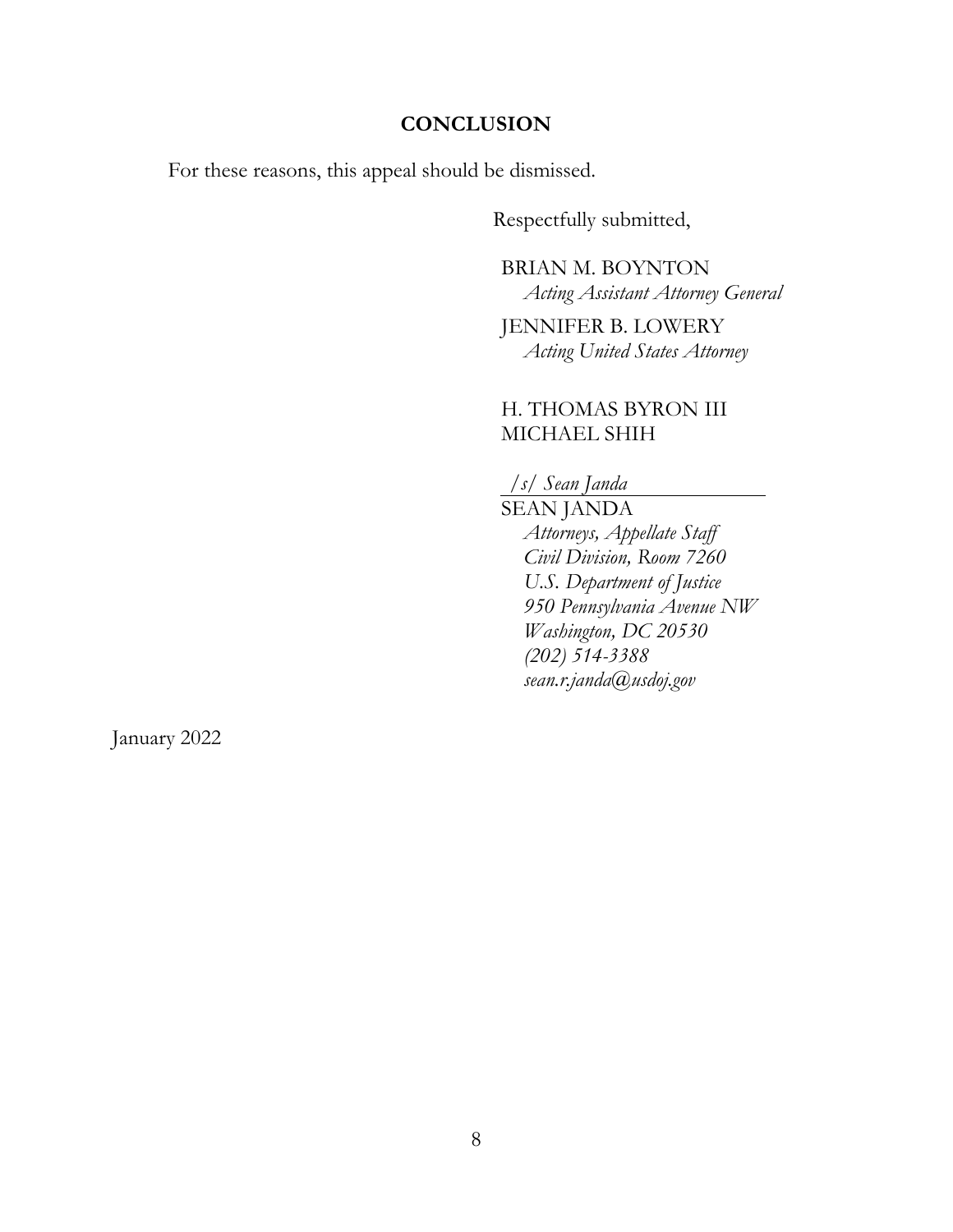## CONCLUSION

For these reasons, this appeal should be dismissed.

Respectfully submitted,

BRIAN M. BOYNTON
*Acting Assistant Attorney General*

JENNIFER B. LOWERY
*Acting United States Attorney*

H. THOMAS BYRON III
MICHAEL SHIH

*/s/ Sean Janda*
SEAN JANDA
*Attorneys, Appellate Staff*
*Civil Division, Room 7260*
*U.S. Department of Justice*
*950 Pennsylvania Avenue NW*
*Washington, DC 20530*
*(202) 514-3388*
*sean.r.janda@usdoj.gov*

January 2022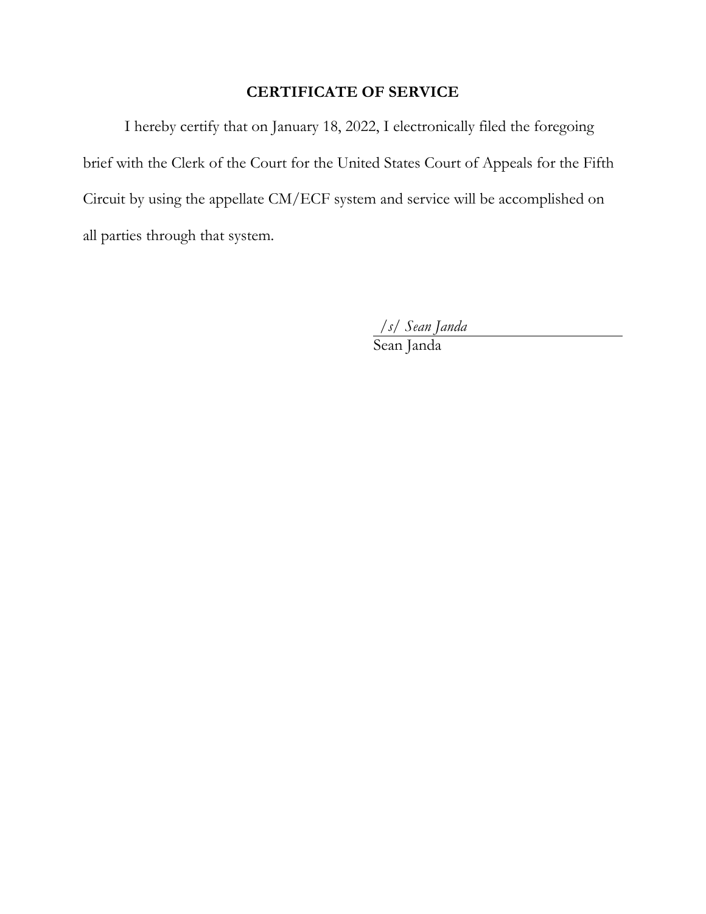## CERTIFICATE OF SERVICE

I hereby certify that on January 18, 2022, I electronically filed the foregoing brief with the Clerk of the Court for the United States Court of Appeals for the Fifth Circuit by using the appellate CM/ECF system and service will be accomplished on all parties through that system.

*/s/ Sean Janda*
Sean Janda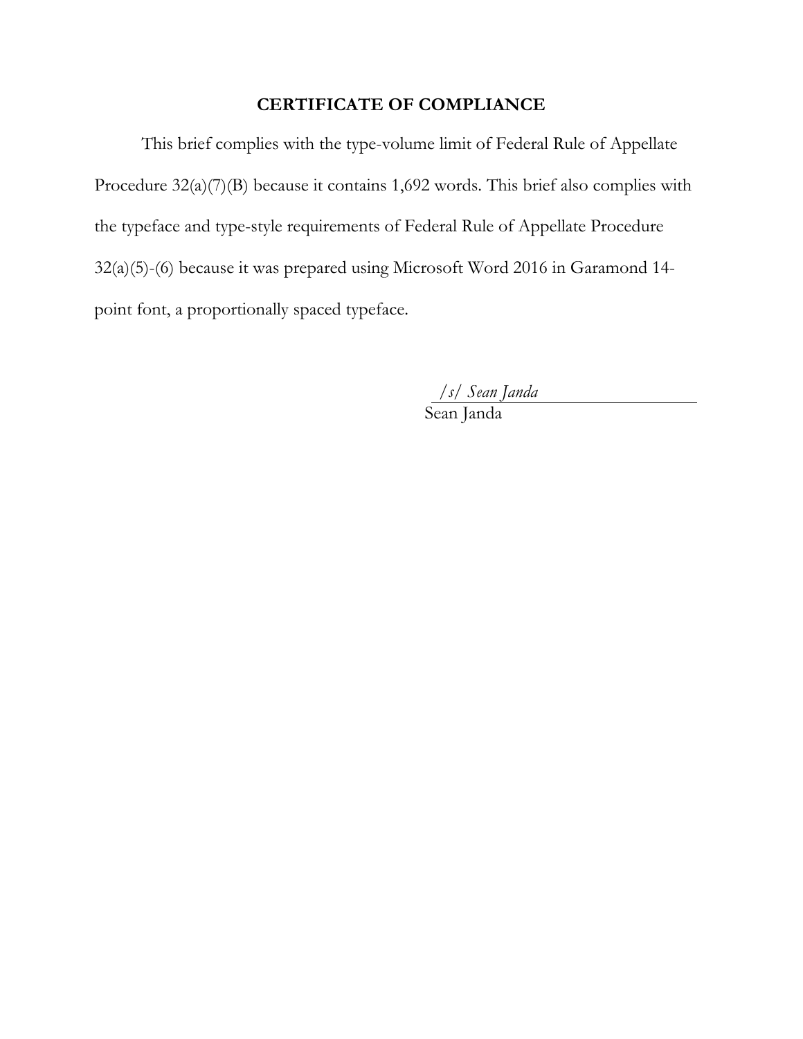# CERTIFICATE OF COMPLIANCE

This brief complies with the type-volume limit of Federal Rule of Appellate Procedure 32(a)(7)(B) because it contains 1,692 words. This brief also complies with the typeface and type-style requirements of Federal Rule of Appellate Procedure 32(a)(5)-(6) because it was prepared using Microsoft Word 2016 in Garamond 14-point font, a proportionally spaced typeface.

*/s/ Sean Janda*
Sean Janda